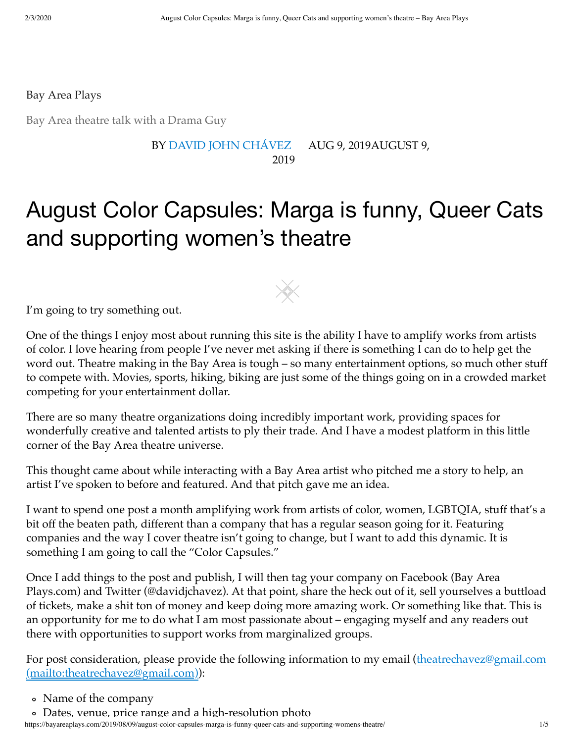Bay Area Plays

Bay Area theatre talk with a Drama Guy

BY DAVID JOHN CHÁVEZ AUG 9, 2019AUGUST 9, 2019

# August Color Capsules: Marga is funny, Queer Cats and supporting women's theatre

I'm going to try something out.

One of the things I enjoy most about running this site is the ability I have to amplify works from artists of color. I love hearing from people I've never met asking if there is something I can do to help get the word out. Theatre making in the Bay Area is tough – so many entertainment options, so much other stuff to compete with. Movies, sports, hiking, biking are just some of the things going on in a crowded market competing for your entertainment dollar.

There are so many theatre organizations doing incredibly important work, providing spaces for wonderfully creative and talented artists to ply their trade. And I have a modest platform in this little corner of the Bay Area theatre universe.

This thought came about while interacting with a Bay Area artist who pitched me a story to help, an artist I've spoken to before and featured. And that pitch gave me an idea.

I want to spend one post a month amplifying work from artists of color, women, LGBTQIA, stuff that's a bit off the beaten path, different than a company that has a regular season going for it. Featuring companies and the way I cover theatre isn't going to change, but I want to add this dynamic. It is something I am going to call the "Color Capsules."

Once I add things to the post and publish, I will then tag your company on Facebook (Bay Area Plays.com) and Twitter (@davidjchavez). At that point, share the heck out of it, sell yourselves a buttload of tickets, make a shit ton of money and keep doing more amazing work. Or something like that. This is an opportunity for me to do what I am most passionate about – engaging myself and any readers out there with opportunities to support works from marginalized groups.

For post consideration, please provide the following information to my email (theatrechavez@gmail.com (mailto:theatrechavez@gmail.com)):

- Name of the company
- Dates, venue, price range and a high-resolution photo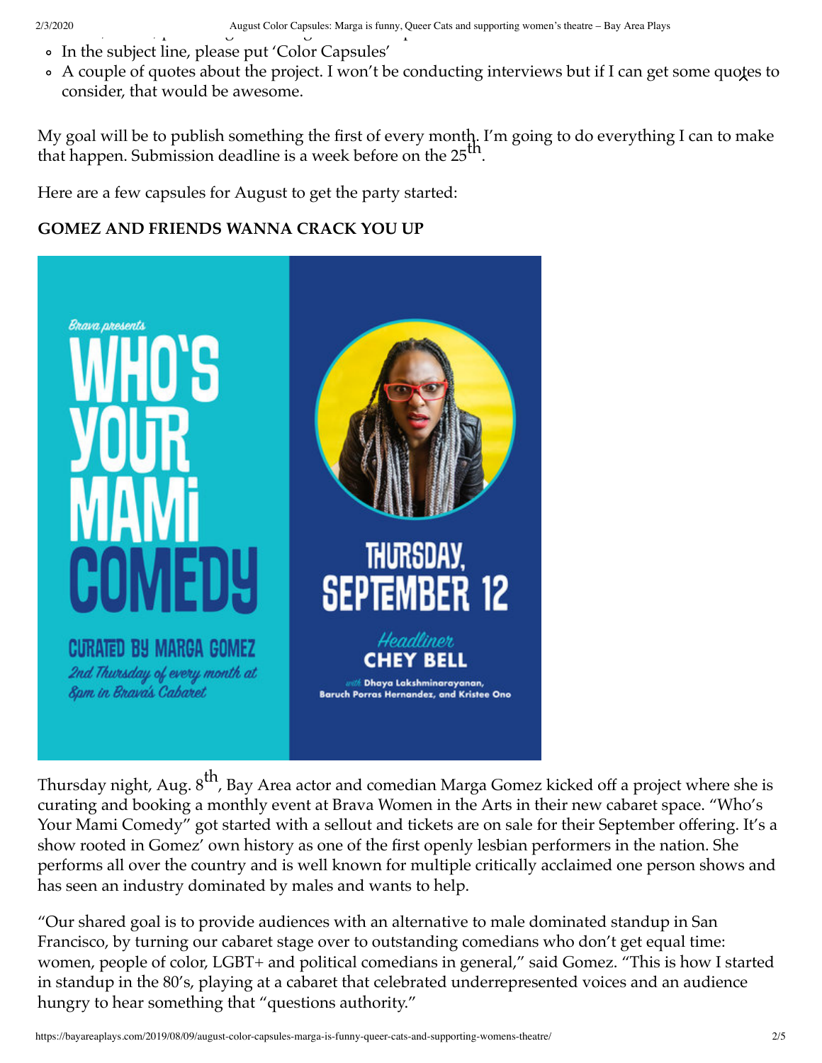- In the subject line, please put 'Color Capsules'
- A couple of quotes about the project. I won't be conducting interviews but if I can get some quotes to consider, that would be awesome.

My goal will be to publish something the first of every month. I'm going to do everything I can to make that happen. Submission deadline is a week before on the 25th.

Here are a few capsules for August to get the party started:

**GOMEZ AND FRIENDS WANNA CRACK YOU UP**

Thursday night, Aug. 8th, Bay Area actor and comedian Marga Gomez kicked off a project where she is curating and booking a monthly event at Brava Women in the Arts in their new cabaret space. "Who's Your Mami Comedy" got started with a sellout and tickets are on sale for their September offering. It's a show rooted in Gomez' own history as one of the first openly lesbian performers in the nation. She performs all over the country and is well known for multiple critically acclaimed one person shows and has seen an industry dominated by males and wants to help.

"Our shared goal is to provide audiences with an alternative to male dominated standup in San Francisco, by turning our cabaret stage over to outstanding comedians who don't get equal time: women, people of color, LGBT+ and political comedians in general," said Gomez. "This is how I started in standup in the 80's, playing at a cabaret that celebrated underrepresented voices and an audience hungry to hear something that "questions authority."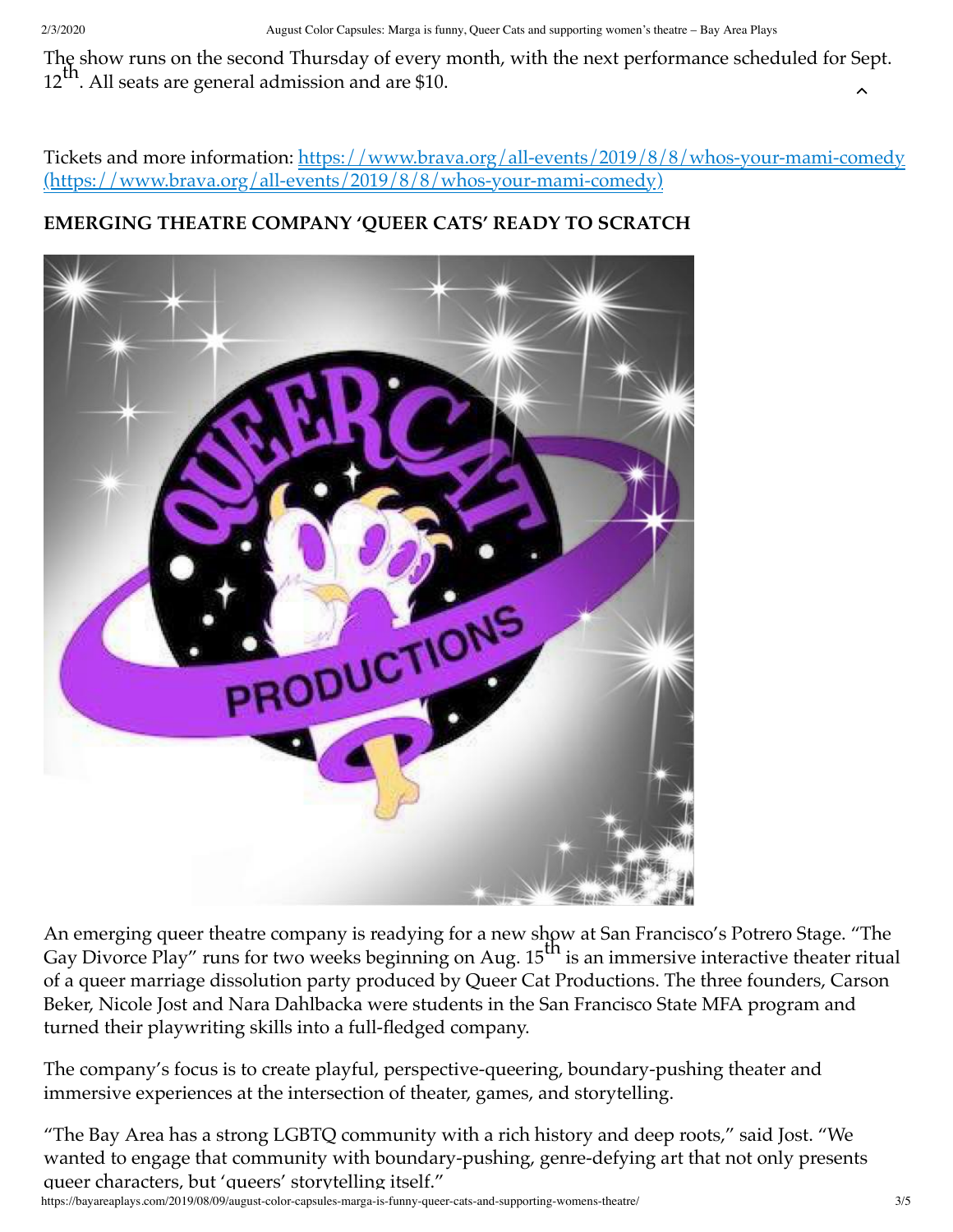The show runs on the second Thursday of every month, with the next performance scheduled for Sept. 12th. All seats are general admission and are $10.

Tickets and more information: https://www.brava.org/all-events/2019/8/8/whos-your-mami-comedy (https://www.brava.org/all-events/2019/8/8/whos-your-mami-comedy)

**EMERGING THEATRE COMPANY 'QUEER CATS' READY TO SCRATCH**

An emerging queer theatre company is readying for a new show at San Francisco's Potrero Stage. "The Gay Divorce Play" runs for two weeks beginning on Aug. 15th is an immersive interactive theater ritual of a queer marriage dissolution party produced by Queer Cat Productions. The three founders, Carson Beker, Nicole Jost and Nara Dahlbacka were students in the San Francisco State MFA program and turned their playwriting skills into a full-fledged company.

The company's focus is to create playful, perspective-queering, boundary-pushing theater and immersive experiences at the intersection of theater, games, and storytelling.

"The Bay Area has a strong LGBTQ community with a rich history and deep roots," said Jost. "We wanted to engage that community with boundary-pushing, genre-defying art that not only presents queer characters, but 'queers' storytelling itself."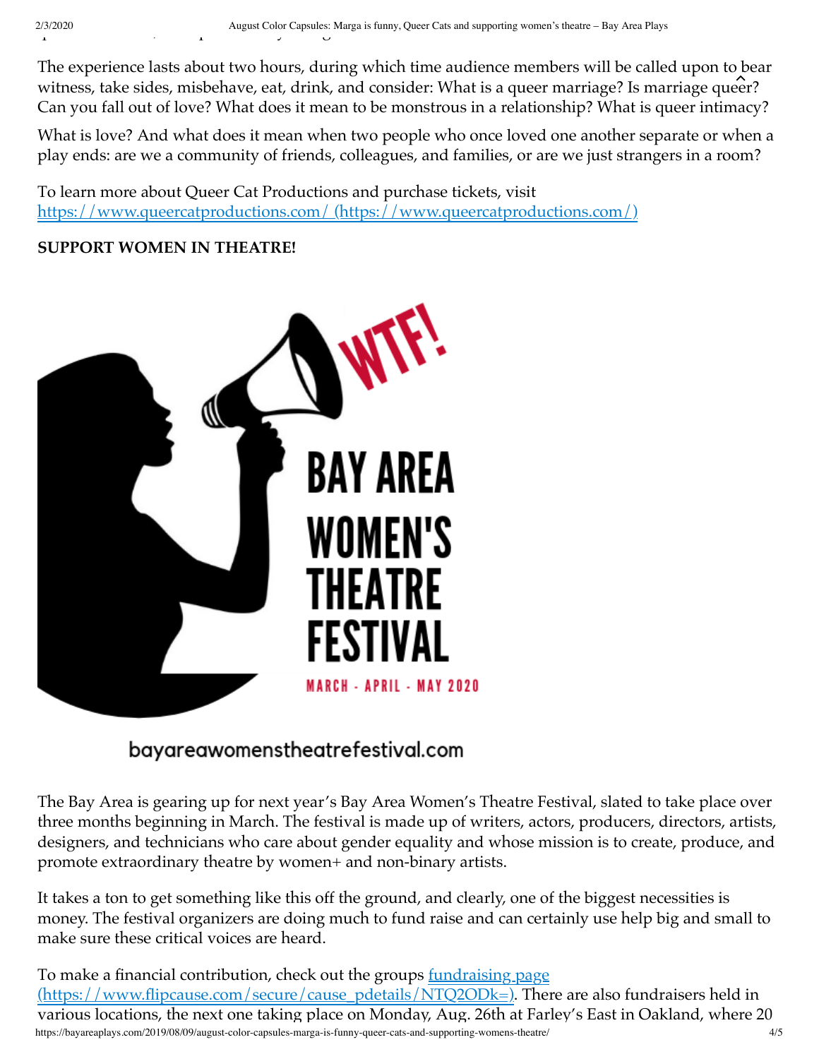The experience lasts about two hours, during which time audience members will be called upon to bear witness, take sides, misbehave, eat, drink, and consider: What is a queer marriage? Is marriage queer? Can you fall out of love? What does it mean to be monstrous in a relationship? What is queer intimacy?

What is love? And what does it mean when two people who once loved one another separate or when a play ends: are we a community of friends, colleagues, and families, or are we just strangers in a room?

To learn more about Queer Cat Productions and purchase tickets, visit https://www.queercatproductions.com/ (https://www.queercatproductions.com/)

**SUPPORT WOMEN IN THEATRE!**

WTF! BAY AREA WOMEN'S THEATRE FESTIVAL MARCH - APRIL - MAY 2020

bayareawomenstheatrefestival.com

The Bay Area is gearing up for next year's Bay Area Women's Theatre Festival, slated to take place over three months beginning in March. The festival is made up of writers, actors, producers, directors, artists, designers, and technicians who care about gender equality and whose mission is to create, produce, and promote extraordinary theatre by women+ and non-binary artists.

It takes a ton to get something like this off the ground, and clearly, one of the biggest necessities is money. The festival organizers are doing much to fund raise and can certainly use help big and small to make sure these critical voices are heard.

To make a financial contribution, check out the groups fundraising page (https://www.flipcause.com/secure/cause_pdetails/NTQ2ODk=). There are also fundraisers held in various locations, the next one taking place on Monday, Aug. 26th at Farley's East in Oakland, where 20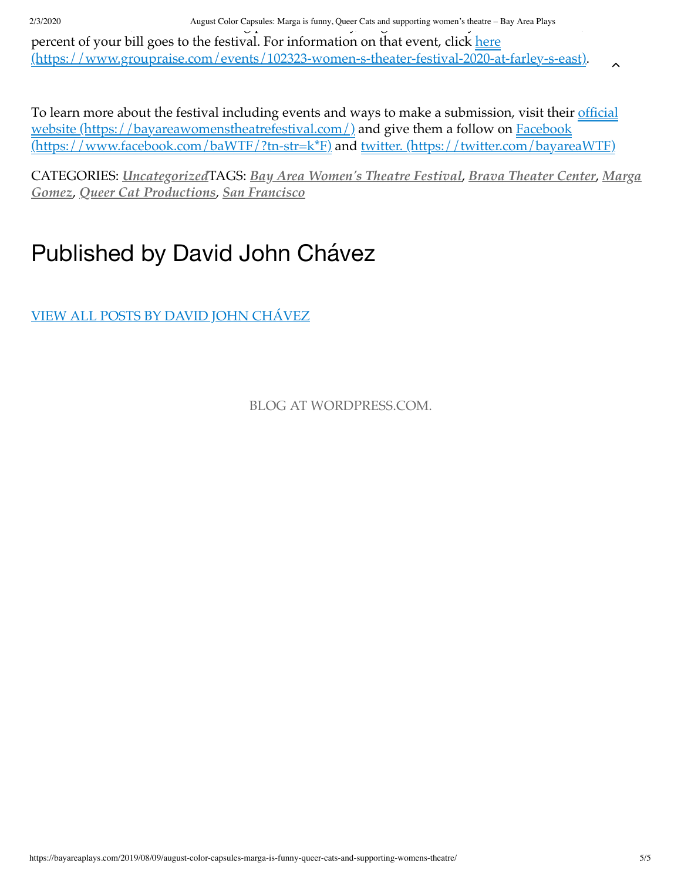percent of your bill goes to the festival. For information on that event, click [here (https://www.groupraise.com/events/102323-women-s-theater-festival-2020-at-farley-s-east)](https://www.groupraise.com/events/102323-women-s-theater-festival-2020-at-farley-s-east).

To learn more about the festival including events and ways to make a submission, visit their [official website (https://bayareawomenstheatrefestival.com/)](https://bayareawomenstheatrefestival.com/) and give them a follow on [Facebook (https://www.facebook.com/baWTF/?tn-str=k*F)](https://www.facebook.com/baWTF/?tn-str=k*F) and [twitter. (https://twitter.com/bayareaWTF)](https://twitter.com/bayareaWTF)

CATEGORIES: ***Uncategorized***TAGS: ***Bay Area Women's Theatre Festival***, ***Brava Theater Center***, ***Marga Gomez***, ***Queer Cat Productions***, ***San Francisco***

## Published by David John Chávez

VIEW ALL POSTS BY DAVID JOHN CHÁVEZ

BLOG AT WORDPRESS.COM.